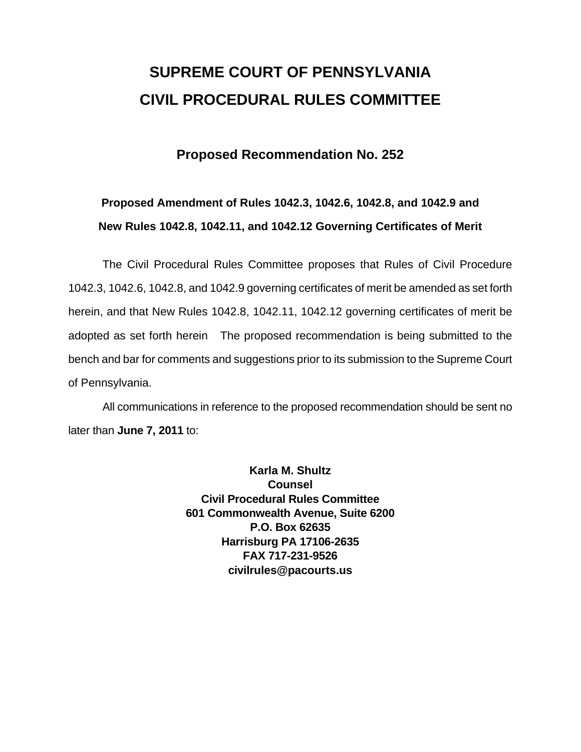# SUPREME COURT OF PENNSYLVANIA
# CIVIL PROCEDURAL RULES COMMITTEE

## Proposed Recommendation No. 252

### Proposed Amendment of Rules 1042.3, 1042.6, 1042.8, and 1042.9 and New Rules 1042.8, 1042.11, and 1042.12 Governing Certificates of Merit

The Civil Procedural Rules Committee proposes that Rules of Civil Procedure 1042.3, 1042.6, 1042.8, and 1042.9 governing certificates of merit be amended as set forth herein, and that New Rules 1042.8, 1042.11, 1042.12 governing certificates of merit be adopted as set forth herein The proposed recommendation is being submitted to the bench and bar for comments and suggestions prior to its submission to the Supreme Court of Pennsylvania.

All communications in reference to the proposed recommendation should be sent no later than **June 7, 2011** to:

**Karla M. Shultz**
**Counsel**
**Civil Procedural Rules Committee**
**601 Commonwealth Avenue, Suite 6200**
**P.O. Box 62635**
**Harrisburg PA 17106-2635**
**FAX 717-231-9526**
**civilrules@pacourts.us**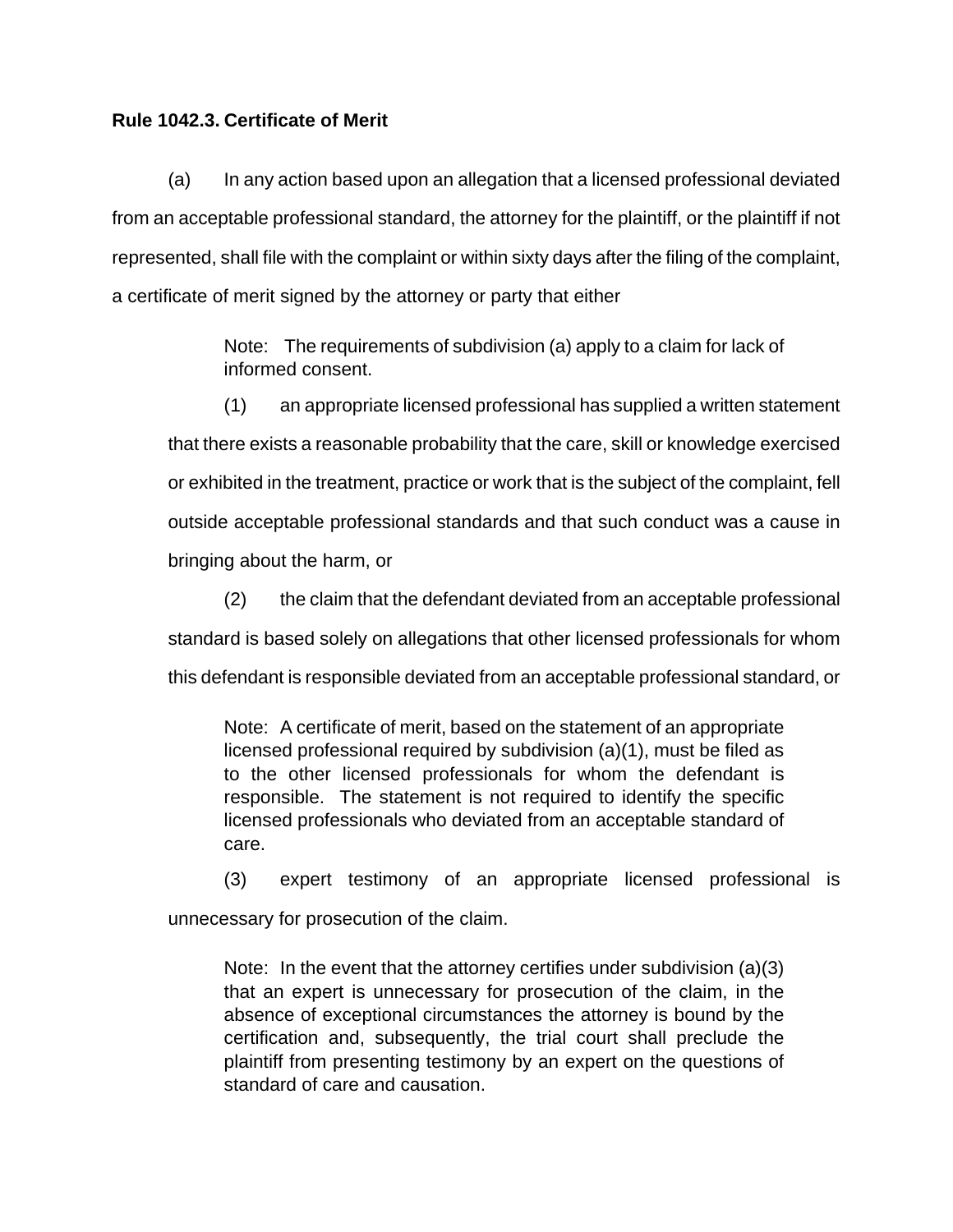**Rule 1042.3. Certificate of Merit**

(a) In any action based upon an allegation that a licensed professional deviated from an acceptable professional standard, the attorney for the plaintiff, or the plaintiff if not represented, shall file with the complaint or within sixty days after the filing of the complaint, a certificate of merit signed by the attorney or party that either

> Note: The requirements of subdivision (a) apply to a claim for lack of informed consent.

(1) an appropriate licensed professional has supplied a written statement that there exists a reasonable probability that the care, skill or knowledge exercised or exhibited in the treatment, practice or work that is the subject of the complaint, fell outside acceptable professional standards and that such conduct was a cause in bringing about the harm, or

(2) the claim that the defendant deviated from an acceptable professional standard is based solely on allegations that other licensed professionals for whom this defendant is responsible deviated from an acceptable professional standard, or

> Note: A certificate of merit, based on the statement of an appropriate licensed professional required by subdivision (a)(1), must be filed as to the other licensed professionals for whom the defendant is responsible. The statement is not required to identify the specific licensed professionals who deviated from an acceptable standard of care.

(3) expert testimony of an appropriate licensed professional is unnecessary for prosecution of the claim.

> Note: In the event that the attorney certifies under subdivision (a)(3) that an expert is unnecessary for prosecution of the claim, in the absence of exceptional circumstances the attorney is bound by the certification and, subsequently, the trial court shall preclude the plaintiff from presenting testimony by an expert on the questions of standard of care and causation.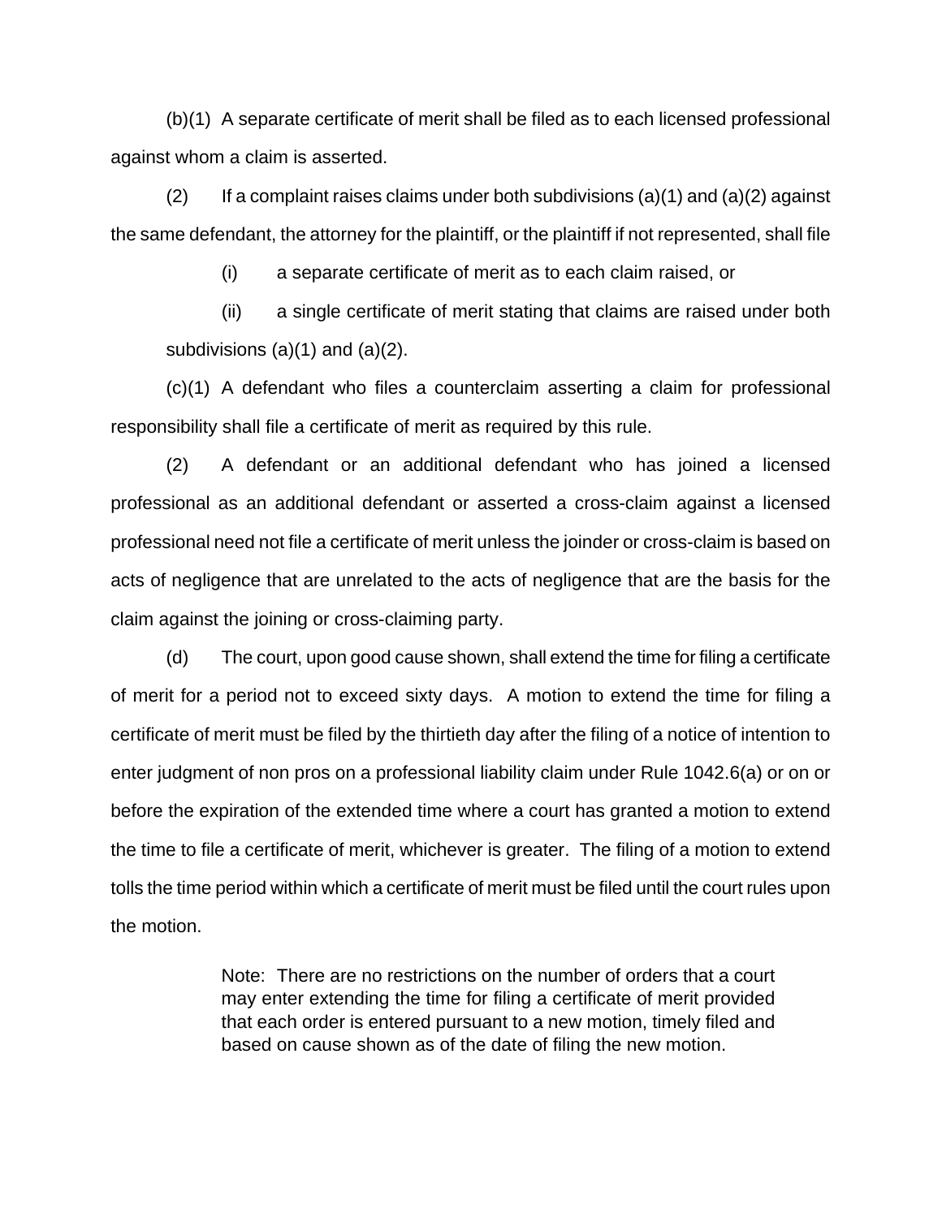(b)(1) A separate certificate of merit shall be filed as to each licensed professional against whom a claim is asserted.

(2) If a complaint raises claims under both subdivisions (a)(1) and (a)(2) against the same defendant, the attorney for the plaintiff, or the plaintiff if not represented, shall file

(i) a separate certificate of merit as to each claim raised, or

(ii) a single certificate of merit stating that claims are raised under both subdivisions (a)(1) and (a)(2).

(c)(1) A defendant who files a counterclaim asserting a claim for professional responsibility shall file a certificate of merit as required by this rule.

(2) A defendant or an additional defendant who has joined a licensed professional as an additional defendant or asserted a cross-claim against a licensed professional need not file a certificate of merit unless the joinder or cross-claim is based on acts of negligence that are unrelated to the acts of negligence that are the basis for the claim against the joining or cross-claiming party.

(d) The court, upon good cause shown, shall extend the time for filing a certificate of merit for a period not to exceed sixty days. A motion to extend the time for filing a certificate of merit must be filed by the thirtieth day after the filing of a notice of intention to enter judgment of non pros on a professional liability claim under Rule 1042.6(a) or on or before the expiration of the extended time where a court has granted a motion to extend the time to file a certificate of merit, whichever is greater. The filing of a motion to extend tolls the time period within which a certificate of merit must be filed until the court rules upon the motion.

> Note: There are no restrictions on the number of orders that a court may enter extending the time for filing a certificate of merit provided that each order is entered pursuant to a new motion, timely filed and based on cause shown as of the date of filing the new motion.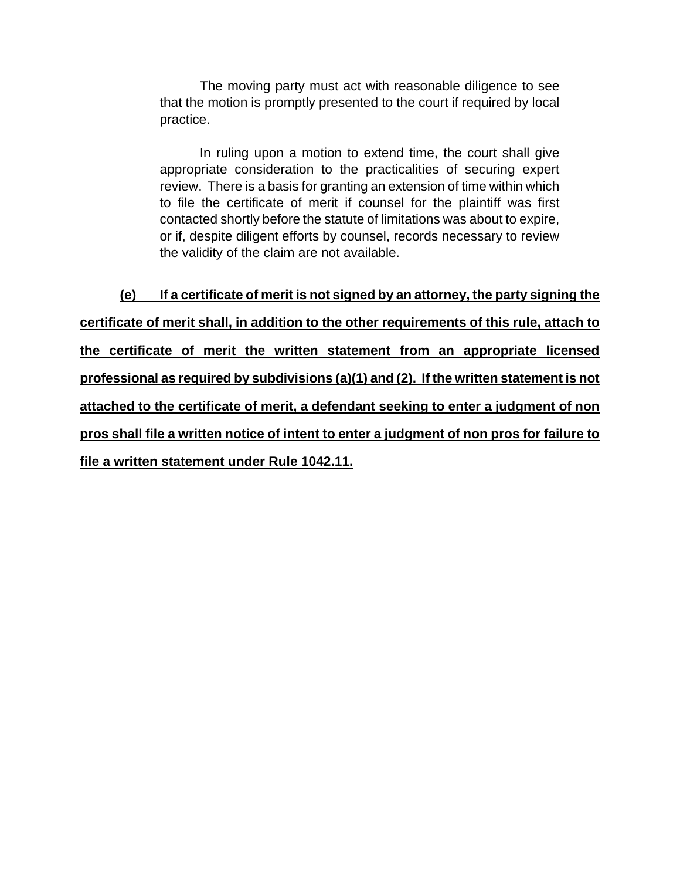The moving party must act with reasonable diligence to see that the motion is promptly presented to the court if required by local practice.

In ruling upon a motion to extend time, the court shall give appropriate consideration to the practicalities of securing expert review. There is a basis for granting an extension of time within which to file the certificate of merit if counsel for the plaintiff was first contacted shortly before the statute of limitations was about to expire, or if, despite diligent efforts by counsel, records necessary to review the validity of the claim are not available.

**<u>(e) If a certificate of merit is not signed by an attorney, the party signing the certificate of merit shall, in addition to the other requirements of this rule, attach to the certificate of merit the written statement from an appropriate licensed professional as required by subdivisions (a)(1) and (2). If the written statement is not attached to the certificate of merit, a defendant seeking to enter a judgment of non pros shall file a written notice of intent to enter a judgment of non pros for failure to file a written statement under Rule 1042.11.</u>**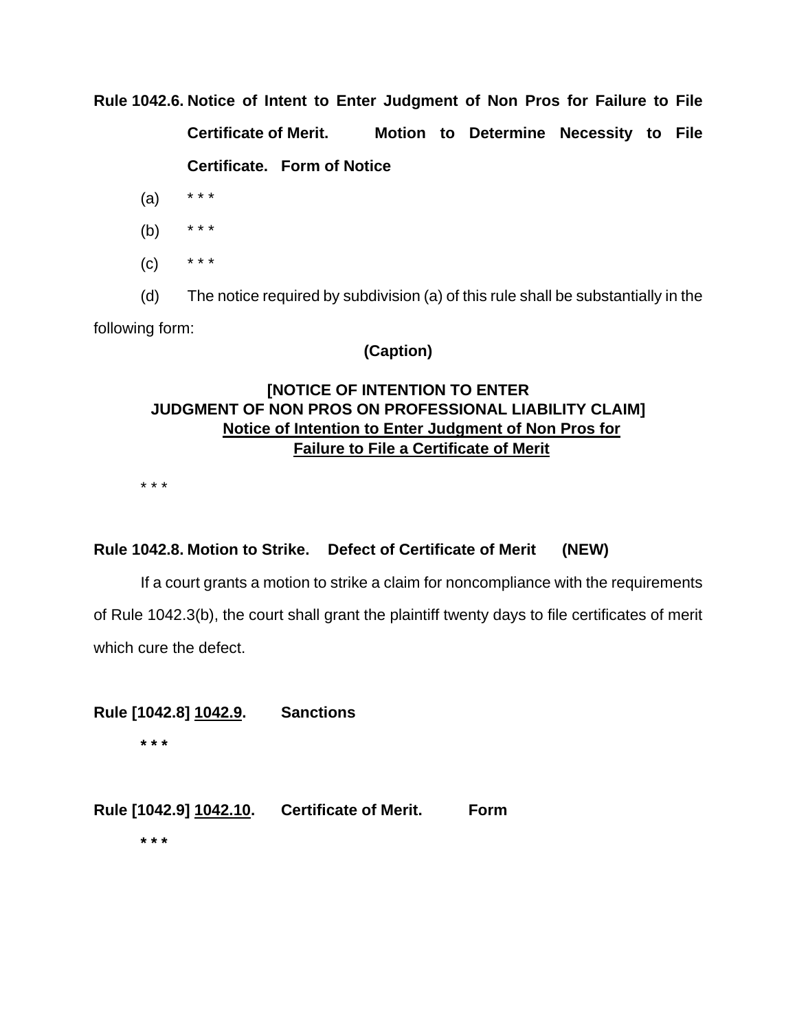**Rule 1042.6. Notice of Intent to Enter Judgment of Non Pros for Failure to File Certificate of Merit. Motion to Determine Necessity to File Certificate. Form of Notice**

(a) * * *

(b) * * *

(c) * * *

(d) The notice required by subdivision (a) of this rule shall be substantially in the following form:

**(Caption)**

**[NOTICE OF INTENTION TO ENTER JUDGMENT OF NON PROS ON PROFESSIONAL LIABILITY CLAIM]**
**<u>Notice of Intention to Enter Judgment of Non Pros for Failure to File a Certificate of Merit</u>**

* * *

**Rule 1042.8. Motion to Strike. Defect of Certificate of Merit (NEW)**

If a court grants a motion to strike a claim for noncompliance with the requirements of Rule 1042.3(b), the court shall grant the plaintiff twenty days to file certificates of merit which cure the defect.

**Rule [1042.8] <u>1042.9</u>. Sanctions**

**\* \* \***

**Rule [1042.9] <u>1042.10</u>. Certificate of Merit. Form**

**\* \* \***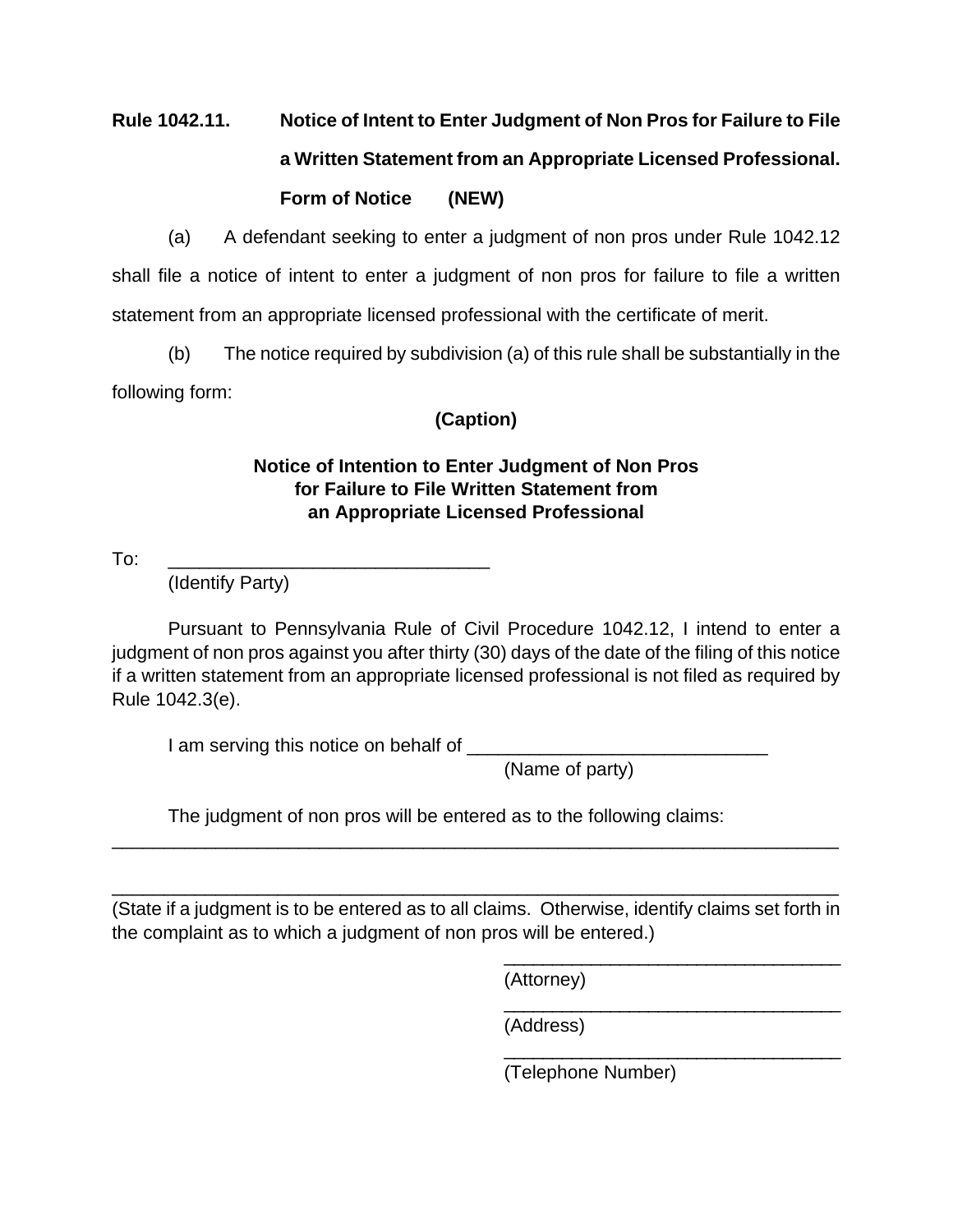**Rule 1042.11. Notice of Intent to Enter Judgment of Non Pros for Failure to File a Written Statement from an Appropriate Licensed Professional. Form of Notice (NEW)**

(a) A defendant seeking to enter a judgment of non pros under Rule 1042.12 shall file a notice of intent to enter a judgment of non pros for failure to file a written statement from an appropriate licensed professional with the certificate of merit.

(b) The notice required by subdivision (a) of this rule shall be substantially in the following form:

**(Caption)**

**Notice of Intention to Enter Judgment of Non Pros for Failure to File Written Statement from an Appropriate Licensed Professional**

To: ______________________________
(Identify Party)

Pursuant to Pennsylvania Rule of Civil Procedure 1042.12, I intend to enter a judgment of non pros against you after thirty (30) days of the date of the filing of this notice if a written statement from an appropriate licensed professional is not filed as required by Rule 1042.3(e).

I am serving this notice on behalf of ____________________________
(Name of party)

The judgment of non pros will be entered as to the following claims:
________________________________________________________________________

________________________________________________________________________
(State if a judgment is to be entered as to all claims. Otherwise, identify claims set forth in the complaint as to which a judgment of non pros will be entered.)

________________________________
(Attorney)
________________________________
(Address)
________________________________
(Telephone Number)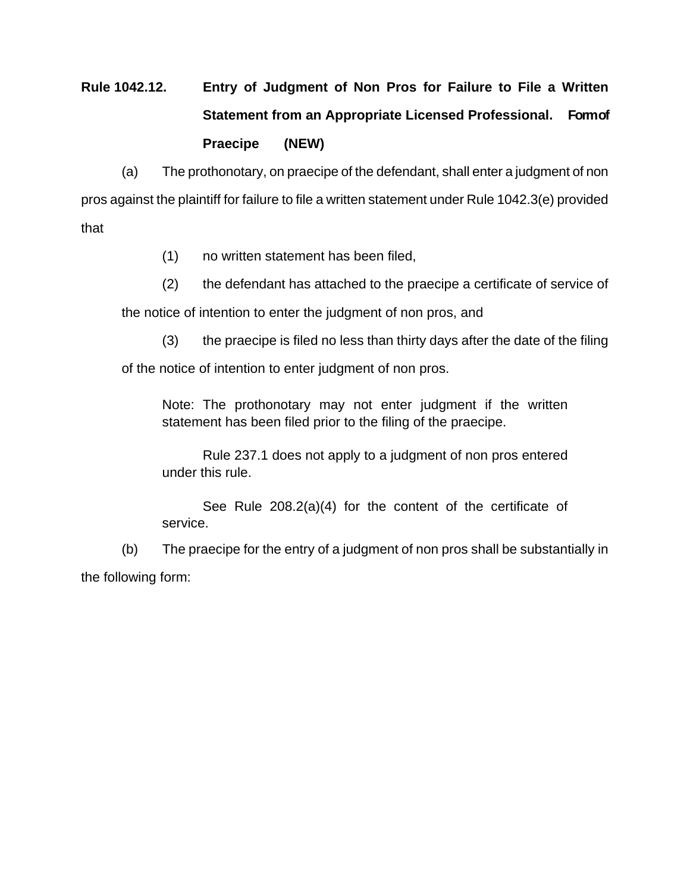**Rule 1042.12. Entry of Judgment of Non Pros for Failure to File a Written Statement from an Appropriate Licensed Professional. Form of Praecipe (NEW)**

(a) The prothonotary, on praecipe of the defendant, shall enter a judgment of non pros against the plaintiff for failure to file a written statement under Rule 1042.3(e) provided that

(1) no written statement has been filed,

(2) the defendant has attached to the praecipe a certificate of service of the notice of intention to enter the judgment of non pros, and

(3) the praecipe is filed no less than thirty days after the date of the filing of the notice of intention to enter judgment of non pros.

> Note: The prothonotary may not enter judgment if the written statement has been filed prior to the filing of the praecipe.
>
> Rule 237.1 does not apply to a judgment of non pros entered under this rule.
>
> See Rule 208.2(a)(4) for the content of the certificate of service.

(b) The praecipe for the entry of a judgment of non pros shall be substantially in the following form: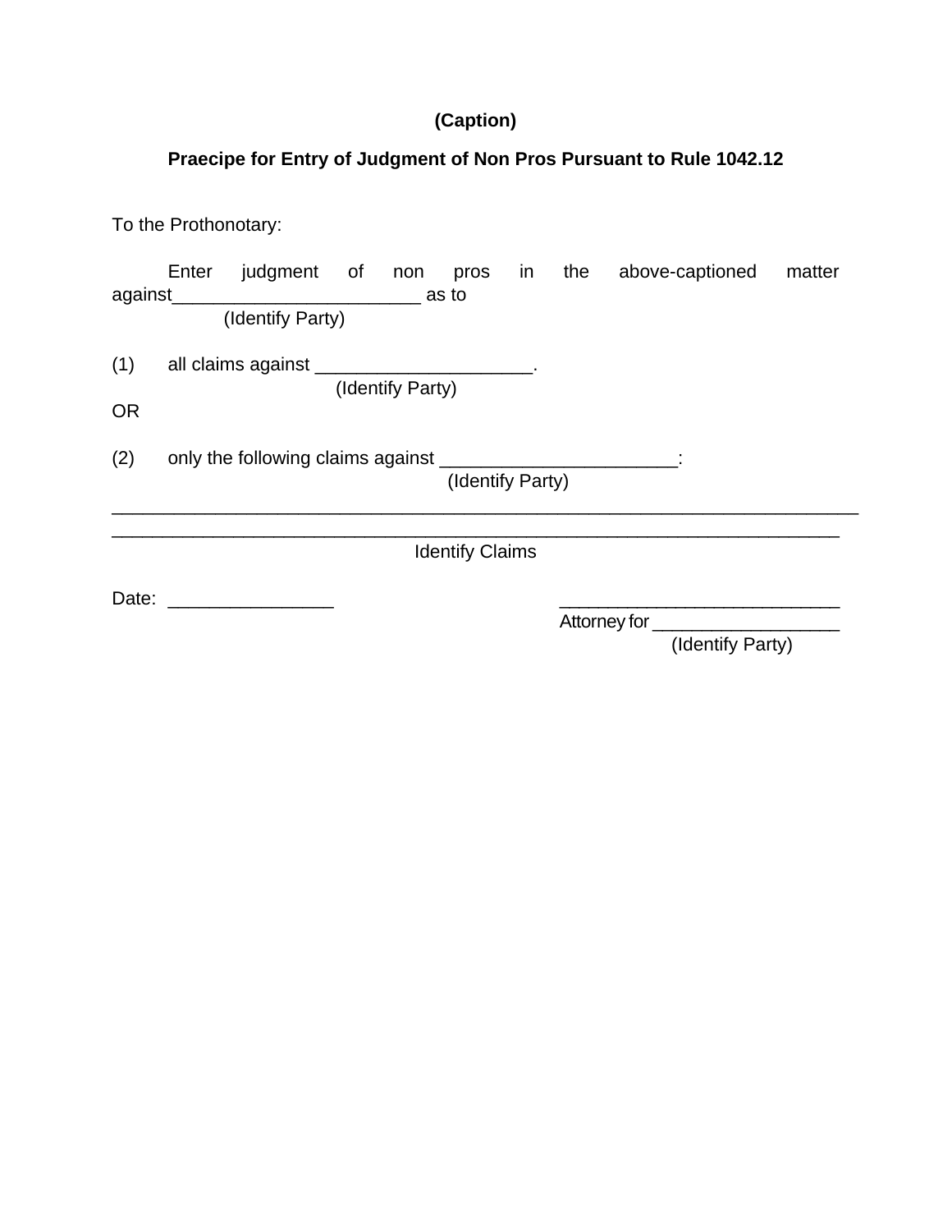**(Caption)**

**Praecipe for Entry of Judgment of Non Pros Pursuant to Rule 1042.12**

To the Prothonotary:

Enter judgment of non pros in the above-captioned matter against________________________ as to
(Identify Party)

(1) all claims against _____________________.
(Identify Party)

OR

(2) only the following claims against _______________________:
(Identify Party)

___________________________________________________________________________

__________________________________________________________________________

Identify Claims

Date: ________________

____________________________
Attorney for __________________
(Identify Party)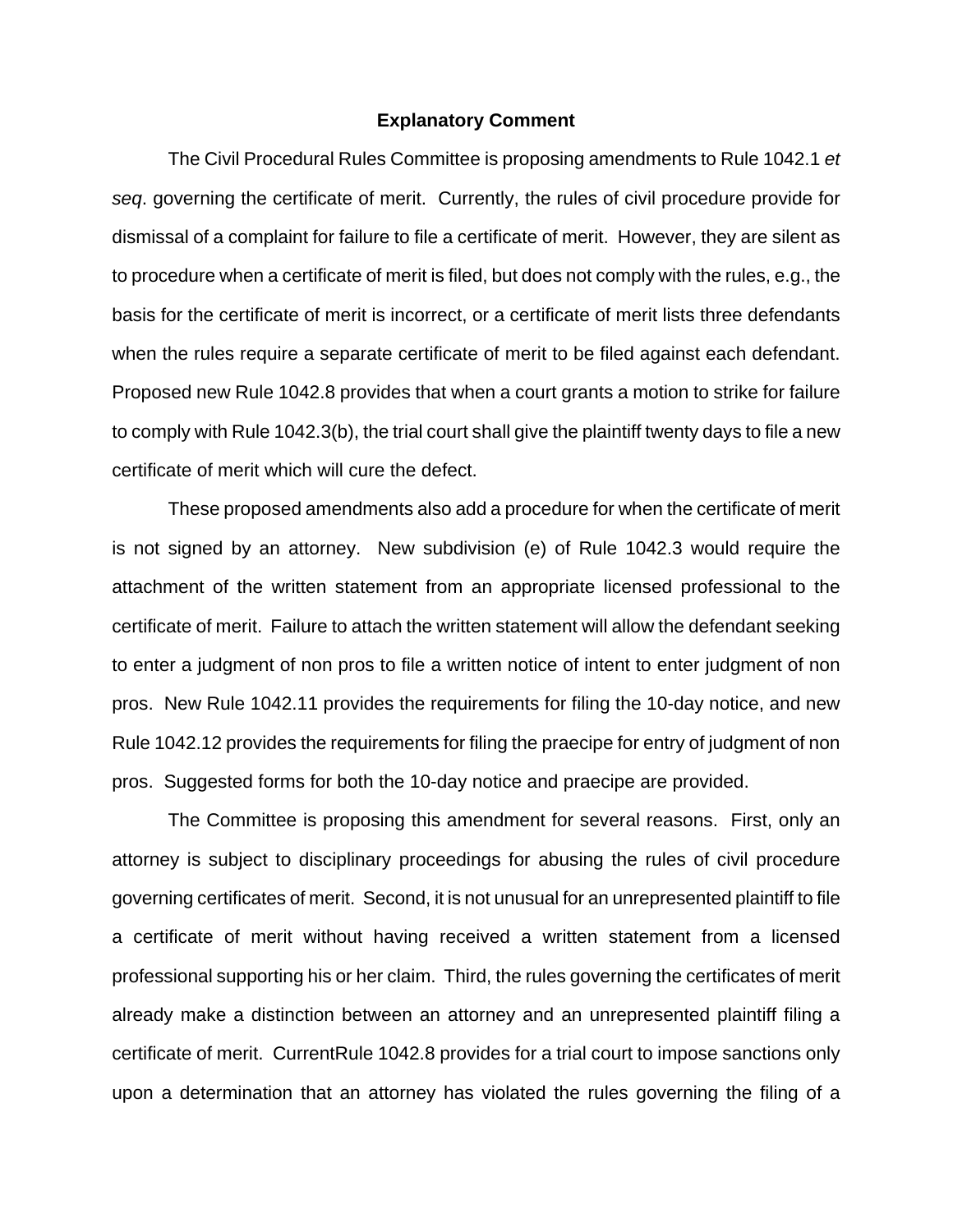## Explanatory Comment

The Civil Procedural Rules Committee is proposing amendments to Rule 1042.1 *et seq*. governing the certificate of merit. Currently, the rules of civil procedure provide for dismissal of a complaint for failure to file a certificate of merit. However, they are silent as to procedure when a certificate of merit is filed, but does not comply with the rules, e.g., the basis for the certificate of merit is incorrect, or a certificate of merit lists three defendants when the rules require a separate certificate of merit to be filed against each defendant. Proposed new Rule 1042.8 provides that when a court grants a motion to strike for failure to comply with Rule 1042.3(b), the trial court shall give the plaintiff twenty days to file a new certificate of merit which will cure the defect.

These proposed amendments also add a procedure for when the certificate of merit is not signed by an attorney. New subdivision (e) of Rule 1042.3 would require the attachment of the written statement from an appropriate licensed professional to the certificate of merit. Failure to attach the written statement will allow the defendant seeking to enter a judgment of non pros to file a written notice of intent to enter judgment of non pros. New Rule 1042.11 provides the requirements for filing the 10-day notice, and new Rule 1042.12 provides the requirements for filing the praecipe for entry of judgment of non pros. Suggested forms for both the 10-day notice and praecipe are provided.

The Committee is proposing this amendment for several reasons. First, only an attorney is subject to disciplinary proceedings for abusing the rules of civil procedure governing certificates of merit. Second, it is not unusual for an unrepresented plaintiff to file a certificate of merit without having received a written statement from a licensed professional supporting his or her claim. Third, the rules governing the certificates of merit already make a distinction between an attorney and an unrepresented plaintiff filing a certificate of merit. CurrentRule 1042.8 provides for a trial court to impose sanctions only upon a determination that an attorney has violated the rules governing the filing of a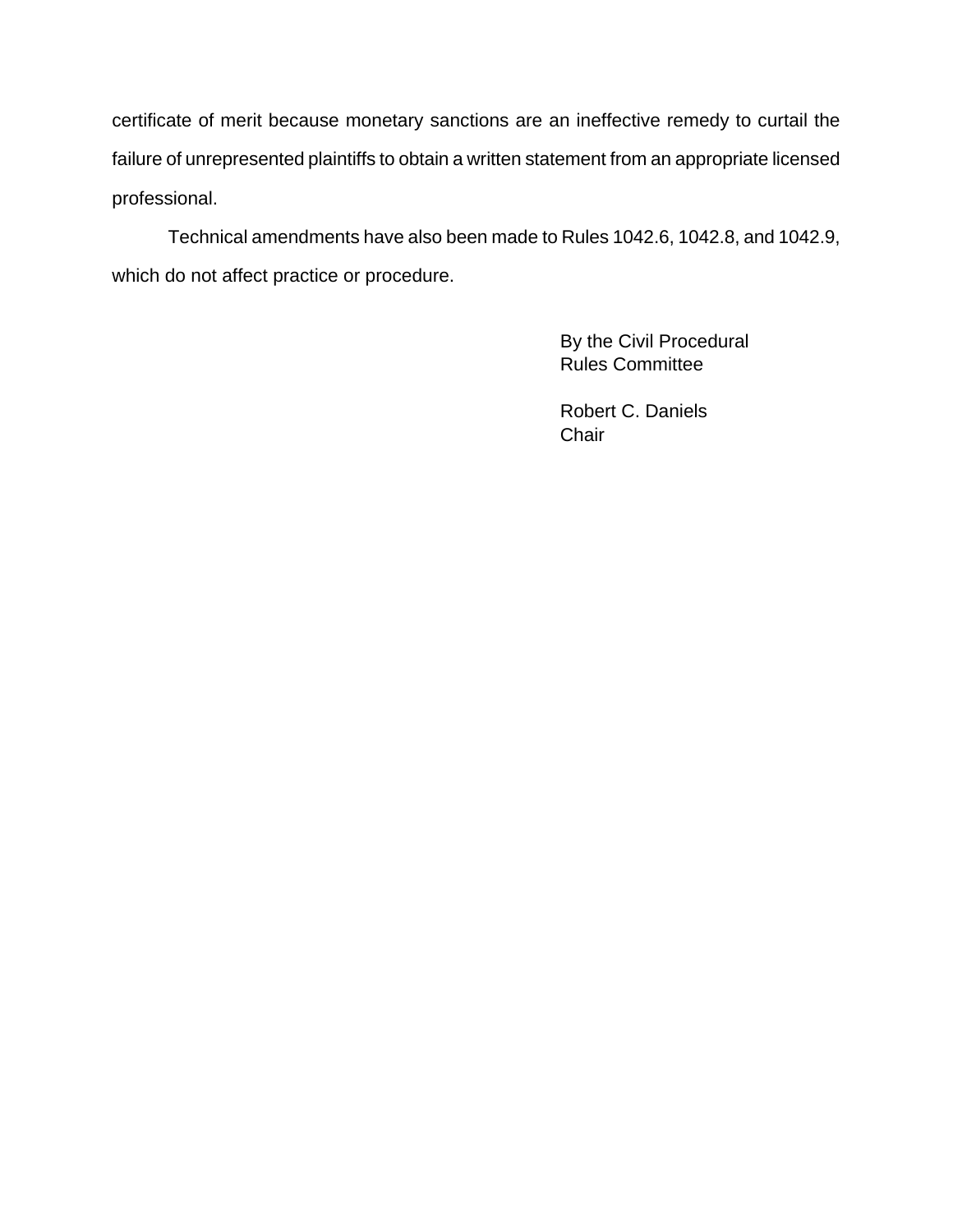certificate of merit because monetary sanctions are an ineffective remedy to curtail the failure of unrepresented plaintiffs to obtain a written statement from an appropriate licensed professional.

Technical amendments have also been made to Rules 1042.6, 1042.8, and 1042.9, which do not affect practice or procedure.

By the Civil Procedural
Rules Committee

Robert C. Daniels
Chair